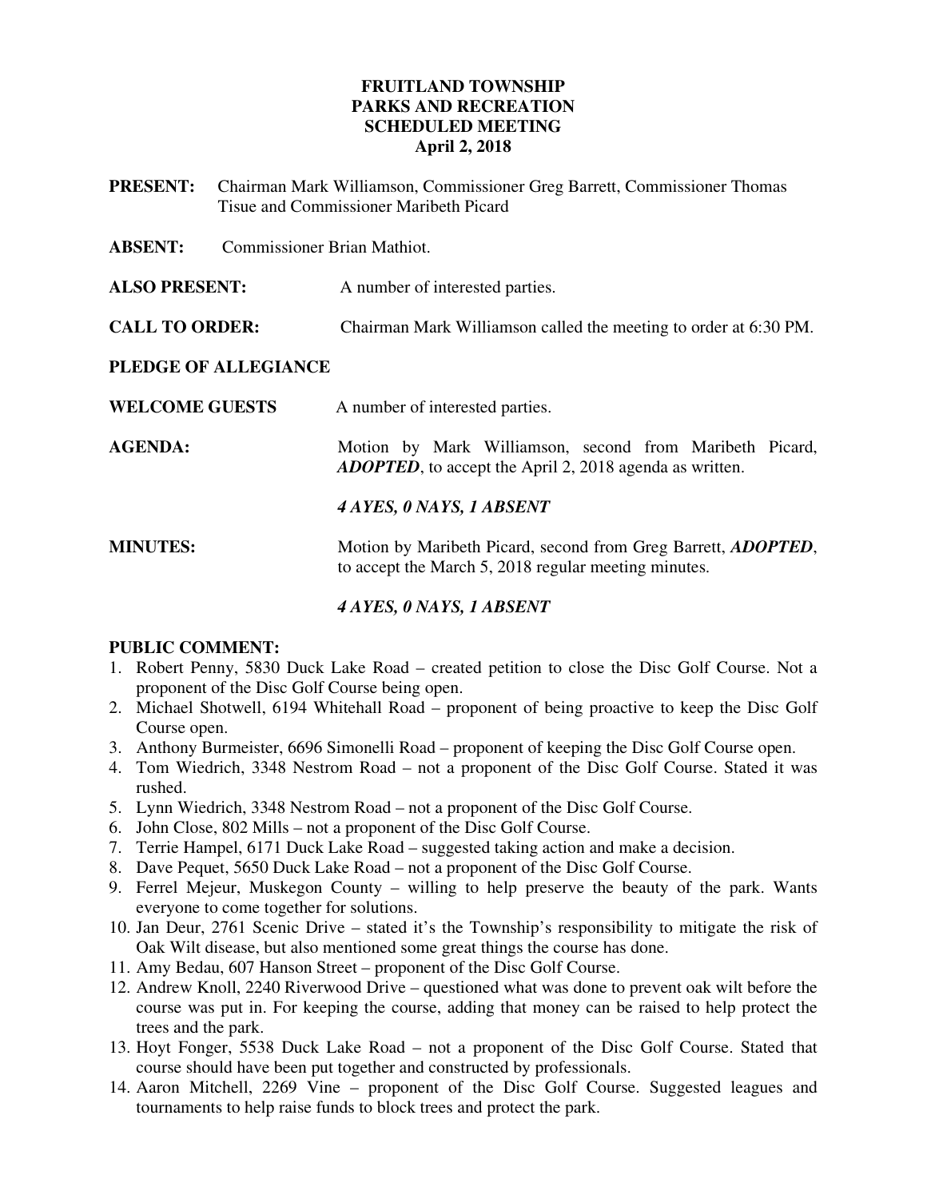# FRUITLAND TOWNSHIP
# PARKS AND RECREATION
# SCHEDULED MEETING
## April 2, 2018

**PRESENT:** Chairman Mark Williamson, Commissioner Greg Barrett, Commissioner Thomas Tisue and Commissioner Maribeth Picard

**ABSENT:** Commissioner Brian Mathiot.

**ALSO PRESENT:** A number of interested parties.

**CALL TO ORDER:** Chairman Mark Williamson called the meeting to order at 6:30 PM.

**PLEDGE OF ALLEGIANCE**

**WELCOME GUESTS** A number of interested parties.

**AGENDA:** Motion by Mark Williamson, second from Maribeth Picard, ***ADOPTED***, to accept the April 2, 2018 agenda as written.

***4 AYES, 0 NAYS, 1 ABSENT***

**MINUTES:** Motion by Maribeth Picard, second from Greg Barrett, ***ADOPTED***, to accept the March 5, 2018 regular meeting minutes.

***4 AYES, 0 NAYS, 1 ABSENT***

**PUBLIC COMMENT:**

1. Robert Penny, 5830 Duck Lake Road – created petition to close the Disc Golf Course. Not a proponent of the Disc Golf Course being open.
2. Michael Shotwell, 6194 Whitehall Road – proponent of being proactive to keep the Disc Golf Course open.
3. Anthony Burmeister, 6696 Simonelli Road – proponent of keeping the Disc Golf Course open.
4. Tom Wiedrich, 3348 Nestrom Road – not a proponent of the Disc Golf Course. Stated it was rushed.
5. Lynn Wiedrich, 3348 Nestrom Road – not a proponent of the Disc Golf Course.
6. John Close, 802 Mills – not a proponent of the Disc Golf Course.
7. Terrie Hampel, 6171 Duck Lake Road – suggested taking action and make a decision.
8. Dave Pequet, 5650 Duck Lake Road – not a proponent of the Disc Golf Course.
9. Ferrel Mejeur, Muskegon County – willing to help preserve the beauty of the park. Wants everyone to come together for solutions.
10. Jan Deur, 2761 Scenic Drive – stated it's the Township's responsibility to mitigate the risk of Oak Wilt disease, but also mentioned some great things the course has done.
11. Amy Bedau, 607 Hanson Street – proponent of the Disc Golf Course.
12. Andrew Knoll, 2240 Riverwood Drive – questioned what was done to prevent oak wilt before the course was put in. For keeping the course, adding that money can be raised to help protect the trees and the park.
13. Hoyt Fonger, 5538 Duck Lake Road – not a proponent of the Disc Golf Course. Stated that course should have been put together and constructed by professionals.
14. Aaron Mitchell, 2269 Vine – proponent of the Disc Golf Course. Suggested leagues and tournaments to help raise funds to block trees and protect the park.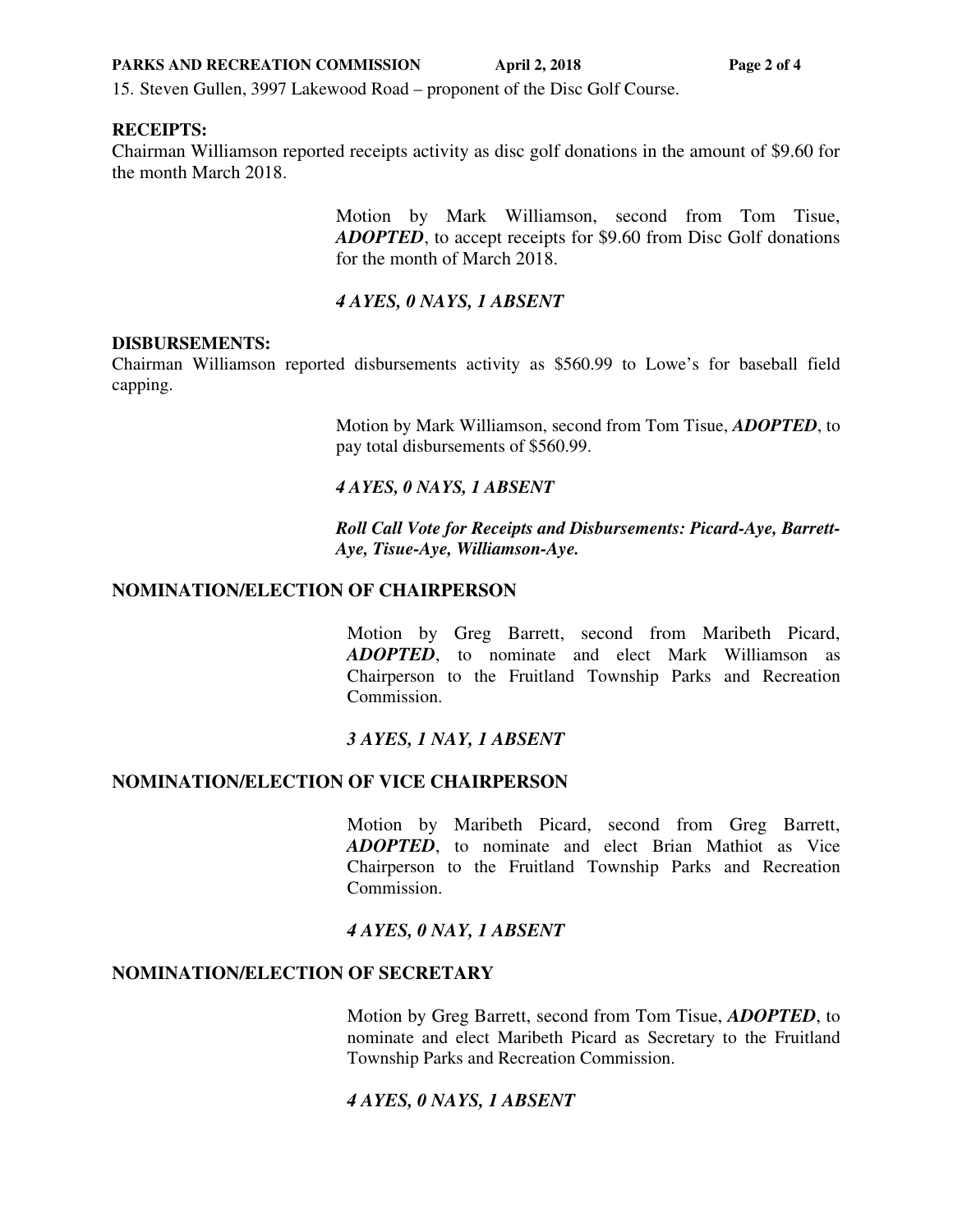15. Steven Gullen, 3997 Lakewood Road – proponent of the Disc Golf Course.

**RECEIPTS:**

Chairman Williamson reported receipts activity as disc golf donations in the amount of $9.60 for the month March 2018.

> Motion by Mark Williamson, second from Tom Tisue, ***ADOPTED***, to accept receipts for $9.60 from Disc Golf donations for the month of March 2018.
>
> ***4 AYES, 0 NAYS, 1 ABSENT***

**DISBURSEMENTS:**

Chairman Williamson reported disbursements activity as $560.99 to Lowe's for baseball field capping.

> Motion by Mark Williamson, second from Tom Tisue, ***ADOPTED***, to pay total disbursements of $560.99.
>
> ***4 AYES, 0 NAYS, 1 ABSENT***
>
> ***Roll Call Vote for Receipts and Disbursements: Picard-Aye, Barrett-Aye, Tisue-Aye, Williamson-Aye.***

**NOMINATION/ELECTION OF CHAIRPERSON**

> Motion by Greg Barrett, second from Maribeth Picard, ***ADOPTED***, to nominate and elect Mark Williamson as Chairperson to the Fruitland Township Parks and Recreation Commission.
>
> ***3 AYES, 1 NAY, 1 ABSENT***

**NOMINATION/ELECTION OF VICE CHAIRPERSON**

> Motion by Maribeth Picard, second from Greg Barrett, ***ADOPTED***, to nominate and elect Brian Mathiot as Vice Chairperson to the Fruitland Township Parks and Recreation Commission.
>
> ***4 AYES, 0 NAY, 1 ABSENT***

**NOMINATION/ELECTION OF SECRETARY**

> Motion by Greg Barrett, second from Tom Tisue, ***ADOPTED***, to nominate and elect Maribeth Picard as Secretary to the Fruitland Township Parks and Recreation Commission.
>
> ***4 AYES, 0 NAYS, 1 ABSENT***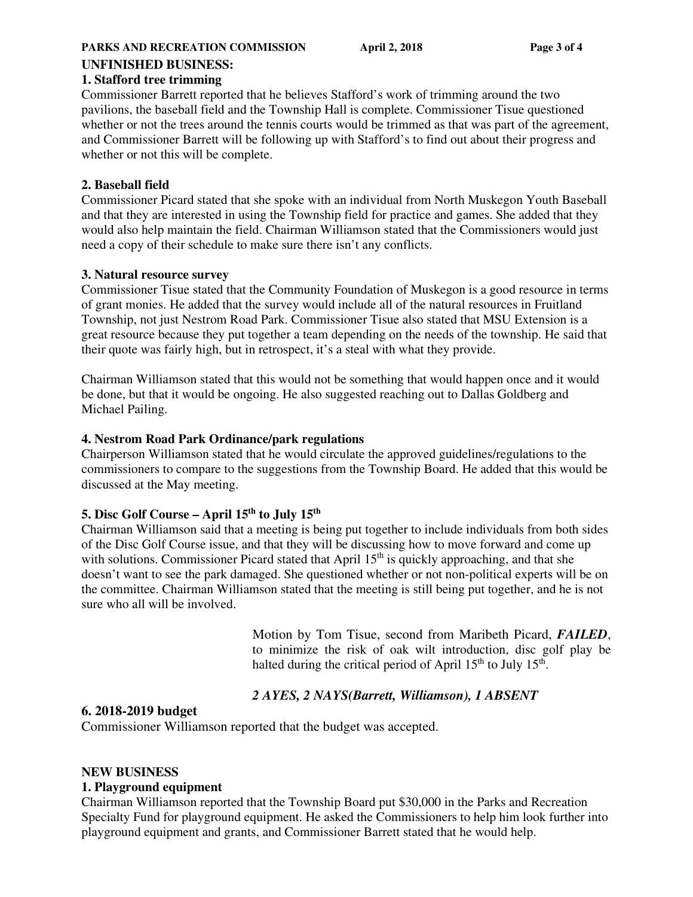**UNFINISHED BUSINESS:**

**1. Stafford tree trimming**

Commissioner Barrett reported that he believes Stafford's work of trimming around the two pavilions, the baseball field and the Township Hall is complete. Commissioner Tisue questioned whether or not the trees around the tennis courts would be trimmed as that was part of the agreement, and Commissioner Barrett will be following up with Stafford's to find out about their progress and whether or not this will be complete.

**2. Baseball field**

Commissioner Picard stated that she spoke with an individual from North Muskegon Youth Baseball and that they are interested in using the Township field for practice and games. She added that they would also help maintain the field. Chairman Williamson stated that the Commissioners would just need a copy of their schedule to make sure there isn't any conflicts.

**3. Natural resource survey**

Commissioner Tisue stated that the Community Foundation of Muskegon is a good resource in terms of grant monies. He added that the survey would include all of the natural resources in Fruitland Township, not just Nestrom Road Park. Commissioner Tisue also stated that MSU Extension is a great resource because they put together a team depending on the needs of the township. He said that their quote was fairly high, but in retrospect, it's a steal with what they provide.

Chairman Williamson stated that this would not be something that would happen once and it would be done, but that it would be ongoing. He also suggested reaching out to Dallas Goldberg and Michael Pailing.

**4. Nestrom Road Park Ordinance/park regulations**

Chairperson Williamson stated that he would circulate the approved guidelines/regulations to the commissioners to compare to the suggestions from the Township Board. He added that this would be discussed at the May meeting.

**5. Disc Golf Course – April 15th to July 15th**

Chairman Williamson said that a meeting is being put together to include individuals from both sides of the Disc Golf Course issue, and that they will be discussing how to move forward and come up with solutions. Commissioner Picard stated that April 15th is quickly approaching, and that she doesn't want to see the park damaged. She questioned whether or not non-political experts will be on the committee. Chairman Williamson stated that the meeting is still being put together, and he is not sure who all will be involved.

Motion by Tom Tisue, second from Maribeth Picard, ***FAILED***, to minimize the risk of oak wilt introduction, disc golf play be halted during the critical period of April 15th to July 15th.

***2 AYES, 2 NAYS(Barrett, Williamson), 1 ABSENT***

**6. 2018-2019 budget**

Commissioner Williamson reported that the budget was accepted.

**NEW BUSINESS**

**1. Playground equipment**

Chairman Williamson reported that the Township Board put $30,000 in the Parks and Recreation Specialty Fund for playground equipment. He asked the Commissioners to help him look further into playground equipment and grants, and Commissioner Barrett stated that he would help.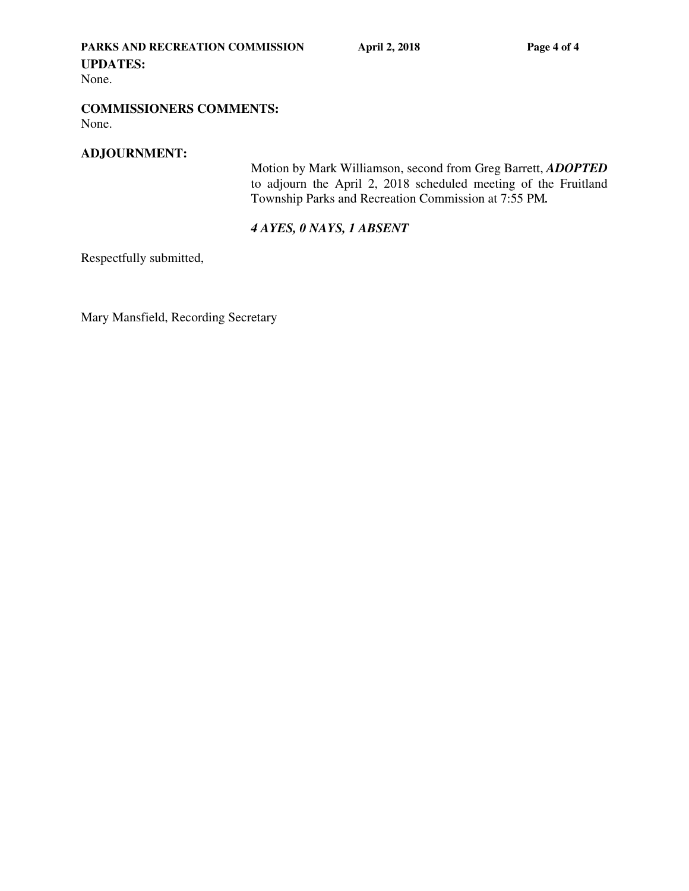**UPDATES:**
None.

**COMMISSIONERS COMMENTS:**
None.

**ADJOURNMENT:**

Motion by Mark Williamson, second from Greg Barrett, ***ADOPTED*** to adjourn the April 2, 2018 scheduled meeting of the Fruitland Township Parks and Recreation Commission at 7:55 PM**.**

***4 AYES, 0 NAYS, 1 ABSENT***

Respectfully submitted,

Mary Mansfield, Recording Secretary